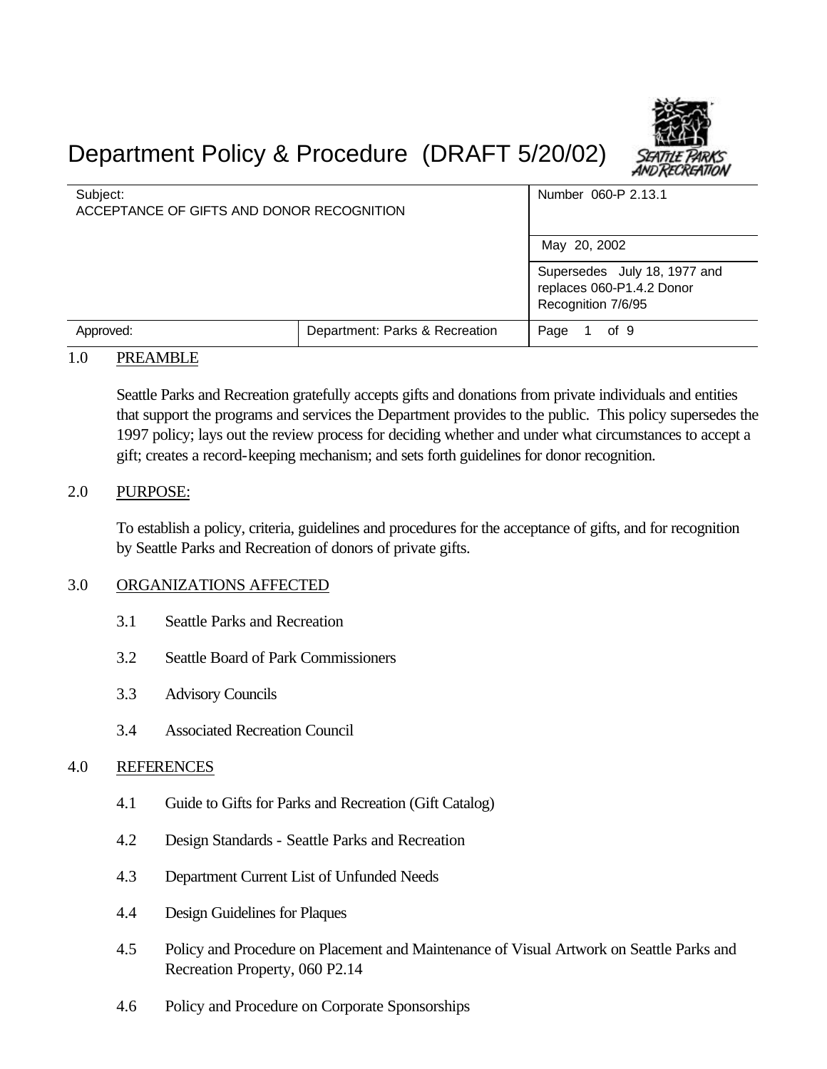# Department Policy & Procedure (DRAFT 5/20/02)

| Subject: ACCEPTANCE OF GIFTS AND DONOR RECOGNITION | | Number 060-P 2.13.1 |
|---|---|---|
| | | May 20, 2002 |
| | | Supersedes July 18, 1977 and replaces 060-P1.4.2 Donor Recognition 7/6/95 |
| Approved: | Department: Parks & Recreation | Page 1 of 9 |

## 1.0 PREAMBLE

Seattle Parks and Recreation gratefully accepts gifts and donations from private individuals and entities that support the programs and services the Department provides to the public. This policy supersedes the 1997 policy; lays out the review process for deciding whether and under what circumstances to accept a gift; creates a record-keeping mechanism; and sets forth guidelines for donor recognition.

## 2.0 PURPOSE:

To establish a policy, criteria, guidelines and procedures for the acceptance of gifts, and for recognition by Seattle Parks and Recreation of donors of private gifts.

## 3.0 ORGANIZATIONS AFFECTED

3.1 Seattle Parks and Recreation

3.2 Seattle Board of Park Commissioners

3.3 Advisory Councils

3.4 Associated Recreation Council

## 4.0 REFERENCES

4.1 Guide to Gifts for Parks and Recreation (Gift Catalog)

4.2 Design Standards - Seattle Parks and Recreation

4.3 Department Current List of Unfunded Needs

4.4 Design Guidelines for Plaques

4.5 Policy and Procedure on Placement and Maintenance of Visual Artwork on Seattle Parks and Recreation Property, 060 P2.14

4.6 Policy and Procedure on Corporate Sponsorships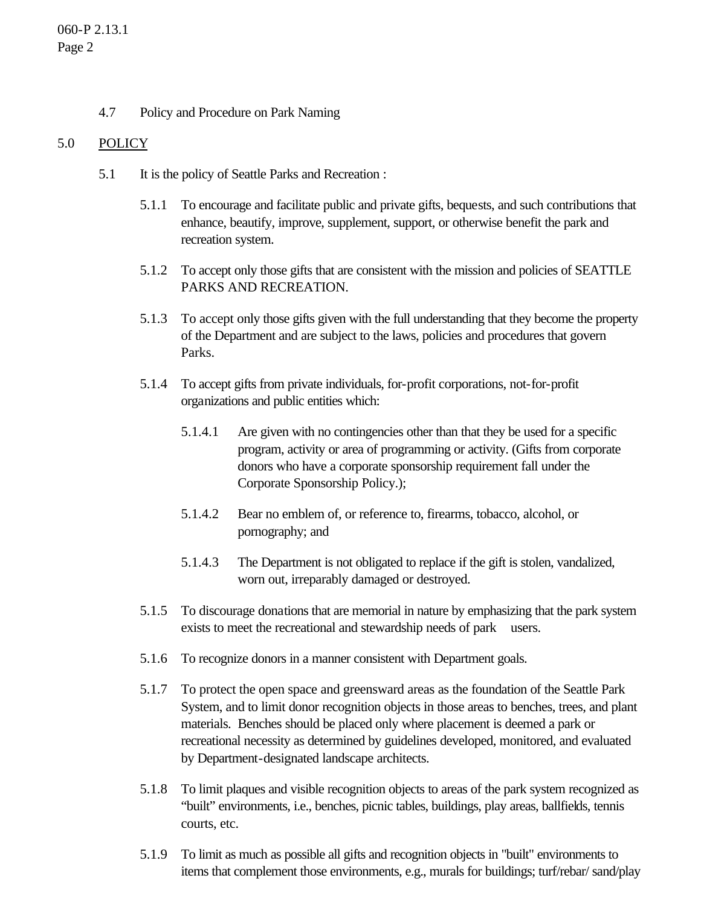4.7 Policy and Procedure on Park Naming

## 5.0 POLICY

5.1 It is the policy of Seattle Parks and Recreation :

5.1.1 To encourage and facilitate public and private gifts, bequests, and such contributions that enhance, beautify, improve, supplement, support, or otherwise benefit the park and recreation system.

5.1.2 To accept only those gifts that are consistent with the mission and policies of SEATTLE PARKS AND RECREATION.

5.1.3 To accept only those gifts given with the full understanding that they become the property of the Department and are subject to the laws, policies and procedures that govern Parks.

5.1.4 To accept gifts from private individuals, for-profit corporations, not-for-profit organizations and public entities which:

5.1.4.1 Are given with no contingencies other than that they be used for a specific program, activity or area of programming or activity. (Gifts from corporate donors who have a corporate sponsorship requirement fall under the Corporate Sponsorship Policy.);

5.1.4.2 Bear no emblem of, or reference to, firearms, tobacco, alcohol, or pornography; and

5.1.4.3 The Department is not obligated to replace if the gift is stolen, vandalized, worn out, irreparably damaged or destroyed.

5.1.5 To discourage donations that are memorial in nature by emphasizing that the park system exists to meet the recreational and stewardship needs of park users.

5.1.6 To recognize donors in a manner consistent with Department goals.

5.1.7 To protect the open space and greensward areas as the foundation of the Seattle Park System, and to limit donor recognition objects in those areas to benches, trees, and plant materials. Benches should be placed only where placement is deemed a park or recreational necessity as determined by guidelines developed, monitored, and evaluated by Department-designated landscape architects.

5.1.8 To limit plaques and visible recognition objects to areas of the park system recognized as "built" environments, i.e., benches, picnic tables, buildings, play areas, ballfields, tennis courts, etc.

5.1.9 To limit as much as possible all gifts and recognition objects in "built" environments to items that complement those environments, e.g., murals for buildings; turf/rebar/ sand/play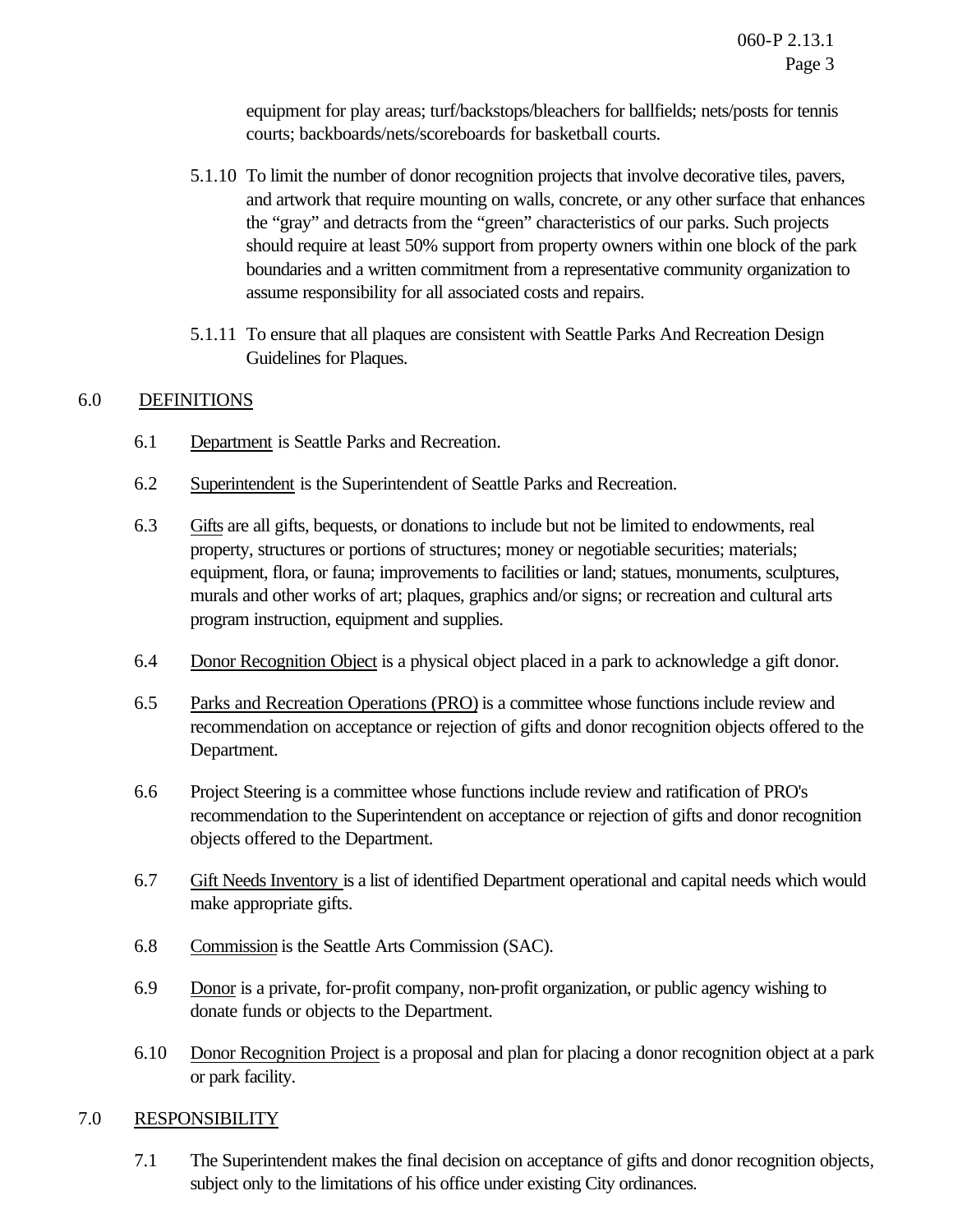equipment for play areas; turf/backstops/bleachers for ballfields; nets/posts for tennis courts; backboards/nets/scoreboards for basketball courts.

5.1.10 To limit the number of donor recognition projects that involve decorative tiles, pavers, and artwork that require mounting on walls, concrete, or any other surface that enhances the "gray" and detracts from the "green" characteristics of our parks. Such projects should require at least 50% support from property owners within one block of the park boundaries and a written commitment from a representative community organization to assume responsibility for all associated costs and repairs.

5.1.11 To ensure that all plaques are consistent with Seattle Parks And Recreation Design Guidelines for Plaques.

## 6.0 DEFINITIONS

6.1 Department is Seattle Parks and Recreation.

6.2 Superintendent is the Superintendent of Seattle Parks and Recreation.

6.3 Gifts are all gifts, bequests, or donations to include but not be limited to endowments, real property, structures or portions of structures; money or negotiable securities; materials; equipment, flora, or fauna; improvements to facilities or land; statues, monuments, sculptures, murals and other works of art; plaques, graphics and/or signs; or recreation and cultural arts program instruction, equipment and supplies.

6.4 Donor Recognition Object is a physical object placed in a park to acknowledge a gift donor.

6.5 Parks and Recreation Operations (PRO) is a committee whose functions include review and recommendation on acceptance or rejection of gifts and donor recognition objects offered to the Department.

6.6 Project Steering is a committee whose functions include review and ratification of PRO's recommendation to the Superintendent on acceptance or rejection of gifts and donor recognition objects offered to the Department.

6.7 Gift Needs Inventory is a list of identified Department operational and capital needs which would make appropriate gifts.

6.8 Commission is the Seattle Arts Commission (SAC).

6.9 Donor is a private, for-profit company, non-profit organization, or public agency wishing to donate funds or objects to the Department.

6.10 Donor Recognition Project is a proposal and plan for placing a donor recognition object at a park or park facility.

## 7.0 RESPONSIBILITY

7.1 The Superintendent makes the final decision on acceptance of gifts and donor recognition objects, subject only to the limitations of his office under existing City ordinances.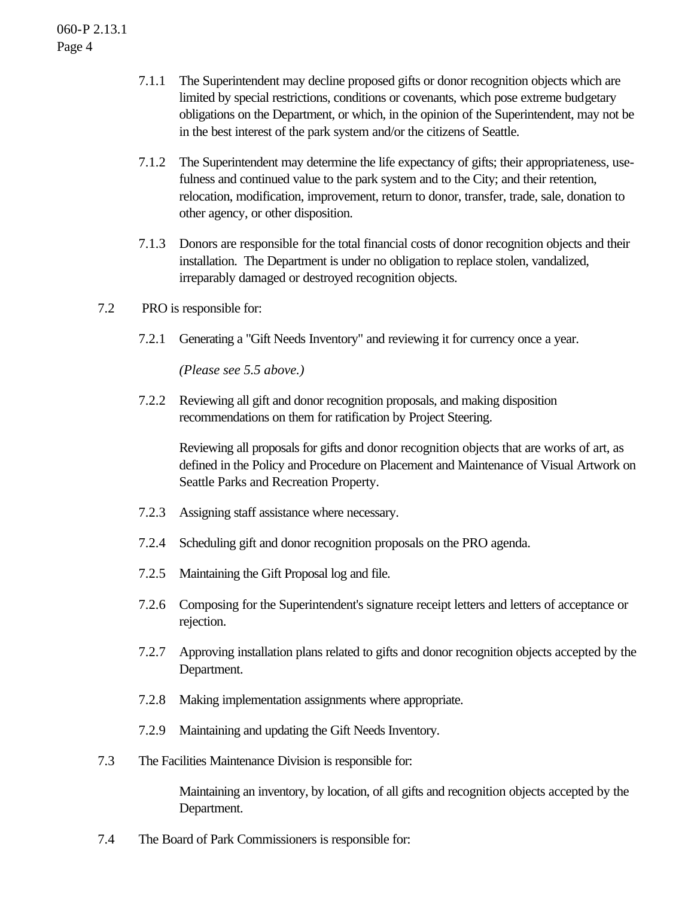7.1.1 The Superintendent may decline proposed gifts or donor recognition objects which are limited by special restrictions, conditions or covenants, which pose extreme budgetary obligations on the Department, or which, in the opinion of the Superintendent, may not be in the best interest of the park system and/or the citizens of Seattle.

7.1.2 The Superintendent may determine the life expectancy of gifts; their appropriateness, usefulness and continued value to the park system and to the City; and their retention, relocation, modification, improvement, return to donor, transfer, trade, sale, donation to other agency, or other disposition.

7.1.3 Donors are responsible for the total financial costs of donor recognition objects and their installation. The Department is under no obligation to replace stolen, vandalized, irreparably damaged or destroyed recognition objects.

7.2 PRO is responsible for:

7.2.1 Generating a "Gift Needs Inventory" and reviewing it for currency once a year.

*(Please see 5.5 above.)*

7.2.2 Reviewing all gift and donor recognition proposals, and making disposition recommendations on them for ratification by Project Steering.

Reviewing all proposals for gifts and donor recognition objects that are works of art, as defined in the Policy and Procedure on Placement and Maintenance of Visual Artwork on Seattle Parks and Recreation Property.

7.2.3 Assigning staff assistance where necessary.

7.2.4 Scheduling gift and donor recognition proposals on the PRO agenda.

7.2.5 Maintaining the Gift Proposal log and file.

7.2.6 Composing for the Superintendent's signature receipt letters and letters of acceptance or rejection.

7.2.7 Approving installation plans related to gifts and donor recognition objects accepted by the Department.

7.2.8 Making implementation assignments where appropriate.

7.2.9 Maintaining and updating the Gift Needs Inventory.

7.3 The Facilities Maintenance Division is responsible for:

Maintaining an inventory, by location, of all gifts and recognition objects accepted by the Department.

7.4 The Board of Park Commissioners is responsible for: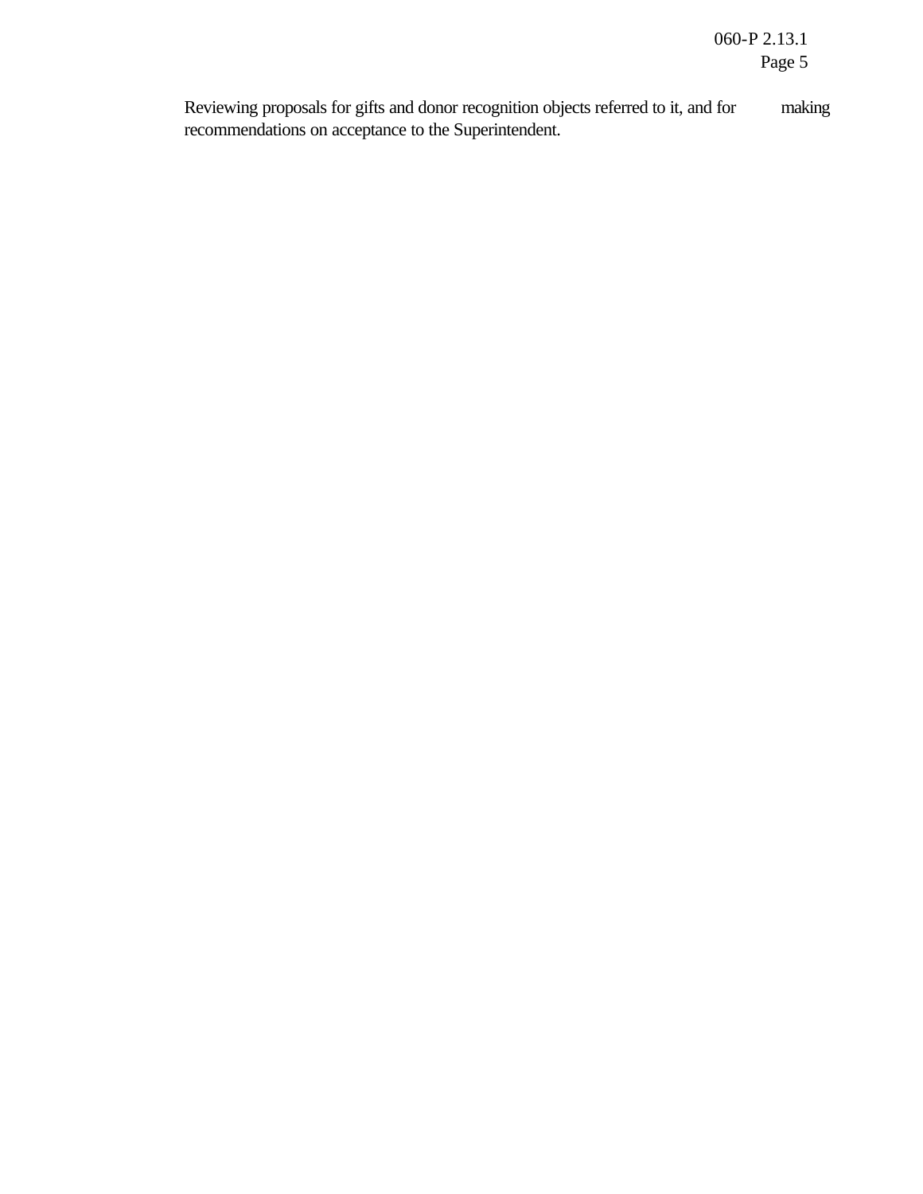Reviewing proposals for gifts and donor recognition objects referred to it, and for making recommendations on acceptance to the Superintendent.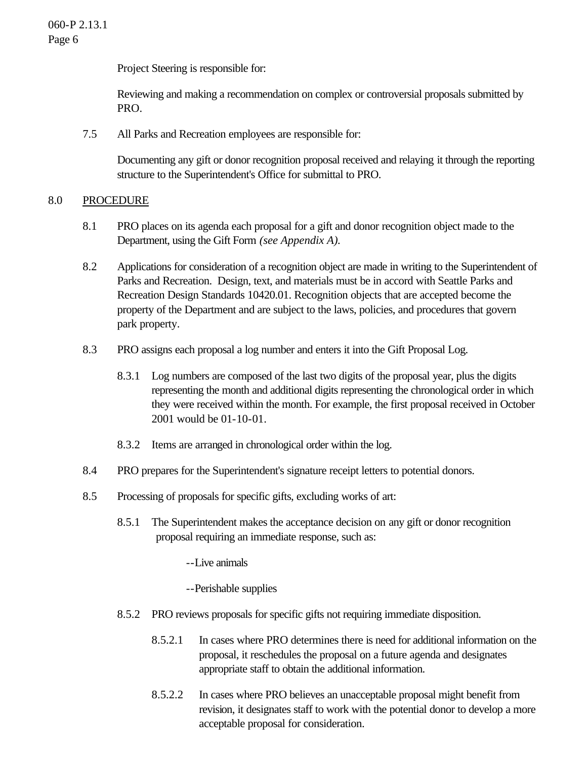Project Steering is responsible for:

Reviewing and making a recommendation on complex or controversial proposals submitted by PRO.

7.5 All Parks and Recreation employees are responsible for:

Documenting any gift or donor recognition proposal received and relaying it through the reporting structure to the Superintendent's Office for submittal to PRO.

## 8.0 PROCEDURE

8.1 PRO places on its agenda each proposal for a gift and donor recognition object made to the Department, using the Gift Form *(see Appendix A).*

8.2 Applications for consideration of a recognition object are made in writing to the Superintendent of Parks and Recreation. Design, text, and materials must be in accord with Seattle Parks and Recreation Design Standards 10420.01. Recognition objects that are accepted become the property of the Department and are subject to the laws, policies, and procedures that govern park property.

8.3 PRO assigns each proposal a log number and enters it into the Gift Proposal Log.

8.3.1 Log numbers are composed of the last two digits of the proposal year, plus the digits representing the month and additional digits representing the chronological order in which they were received within the month. For example, the first proposal received in October 2001 would be 01-10-01.

8.3.2 Items are arranged in chronological order within the log.

8.4 PRO prepares for the Superintendent's signature receipt letters to potential donors.

8.5 Processing of proposals for specific gifts, excluding works of art:

8.5.1 The Superintendent makes the acceptance decision on any gift or donor recognition proposal requiring an immediate response, such as:

--Live animals

--Perishable supplies

8.5.2 PRO reviews proposals for specific gifts not requiring immediate disposition.

8.5.2.1 In cases where PRO determines there is need for additional information on the proposal, it reschedules the proposal on a future agenda and designates appropriate staff to obtain the additional information.

8.5.2.2 In cases where PRO believes an unacceptable proposal might benefit from revision, it designates staff to work with the potential donor to develop a more acceptable proposal for consideration.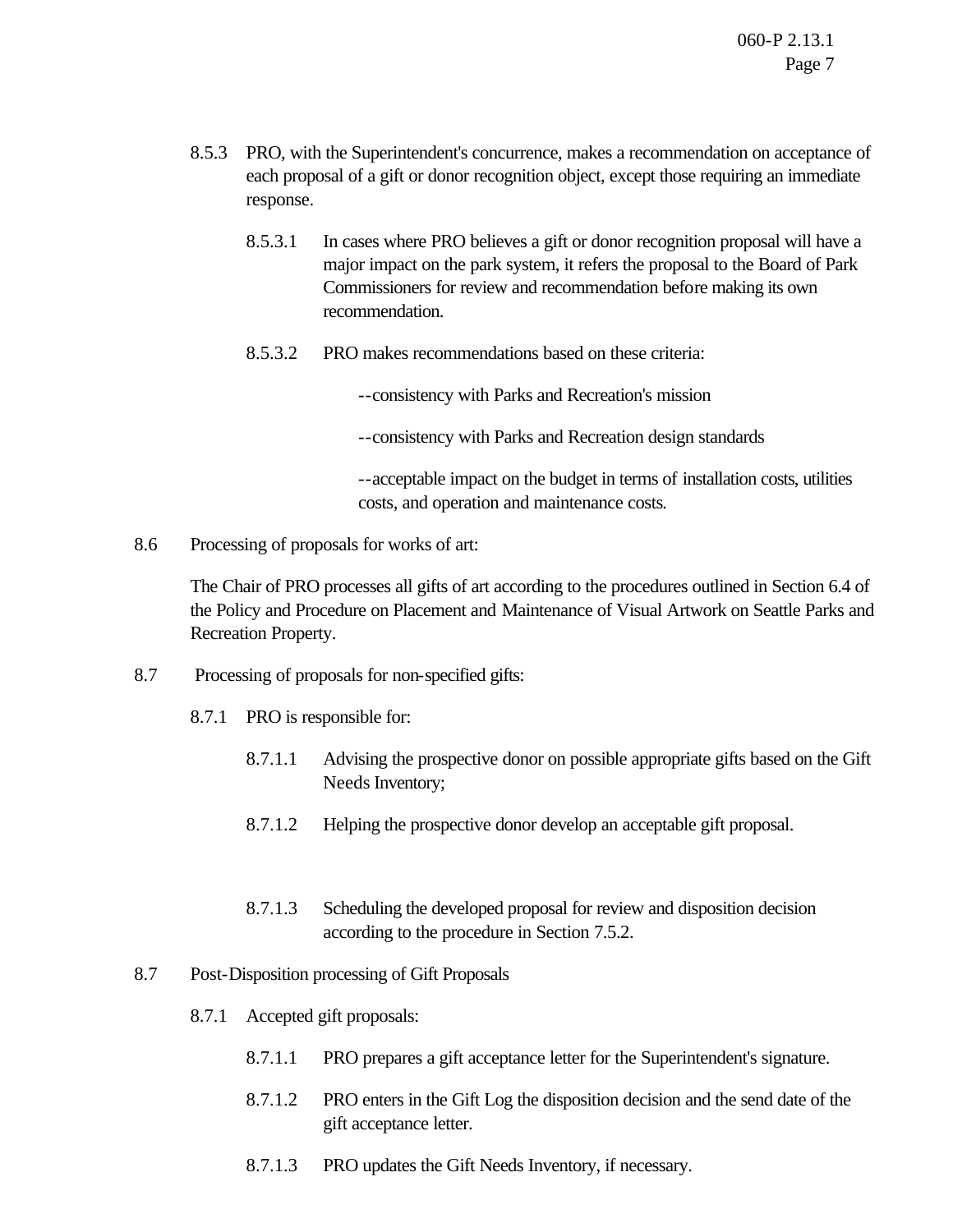8.5.3 PRO, with the Superintendent's concurrence, makes a recommendation on acceptance of each proposal of a gift or donor recognition object, except those requiring an immediate response.

8.5.3.1 In cases where PRO believes a gift or donor recognition proposal will have a major impact on the park system, it refers the proposal to the Board of Park Commissioners for review and recommendation before making its own recommendation.

8.5.3.2 PRO makes recommendations based on these criteria:

--consistency with Parks and Recreation's mission

--consistency with Parks and Recreation design standards

--acceptable impact on the budget in terms of installation costs, utilities costs, and operation and maintenance costs.

8.6 Processing of proposals for works of art:

The Chair of PRO processes all gifts of art according to the procedures outlined in Section 6.4 of the Policy and Procedure on Placement and Maintenance of Visual Artwork on Seattle Parks and Recreation Property.

8.7 Processing of proposals for non-specified gifts:

8.7.1 PRO is responsible for:

8.7.1.1 Advising the prospective donor on possible appropriate gifts based on the Gift Needs Inventory;

8.7.1.2 Helping the prospective donor develop an acceptable gift proposal.

8.7.1.3 Scheduling the developed proposal for review and disposition decision according to the procedure in Section 7.5.2.

8.7 Post-Disposition processing of Gift Proposals

8.7.1 Accepted gift proposals:

8.7.1.1 PRO prepares a gift acceptance letter for the Superintendent's signature.

8.7.1.2 PRO enters in the Gift Log the disposition decision and the send date of the gift acceptance letter.

8.7.1.3 PRO updates the Gift Needs Inventory, if necessary.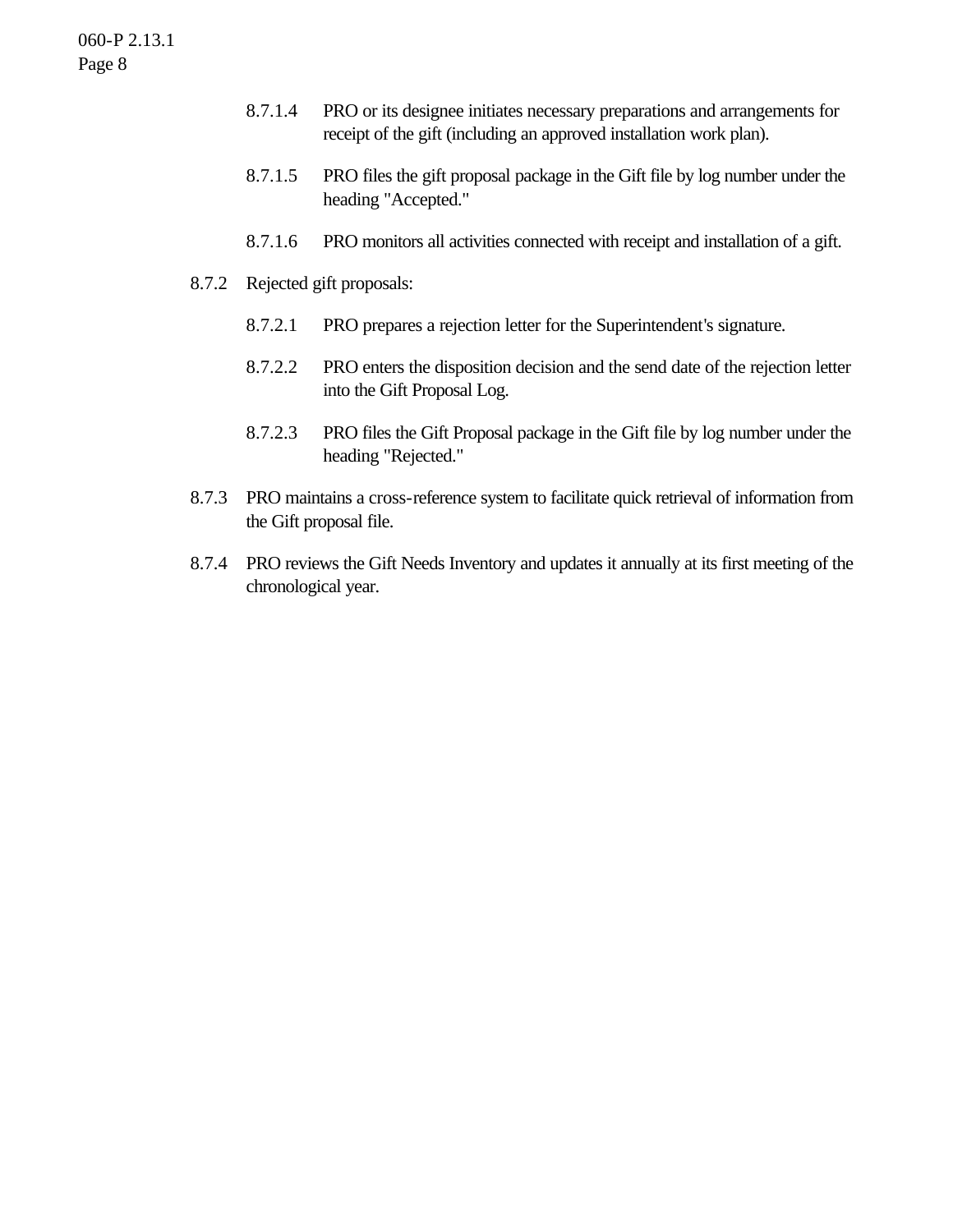8.7.1.4 PRO or its designee initiates necessary preparations and arrangements for receipt of the gift (including an approved installation work plan).

8.7.1.5 PRO files the gift proposal package in the Gift file by log number under the heading "Accepted."

8.7.1.6 PRO monitors all activities connected with receipt and installation of a gift.

8.7.2 Rejected gift proposals:

8.7.2.1 PRO prepares a rejection letter for the Superintendent's signature.

8.7.2.2 PRO enters the disposition decision and the send date of the rejection letter into the Gift Proposal Log.

8.7.2.3 PRO files the Gift Proposal package in the Gift file by log number under the heading "Rejected."

8.7.3 PRO maintains a cross-reference system to facilitate quick retrieval of information from the Gift proposal file.

8.7.4 PRO reviews the Gift Needs Inventory and updates it annually at its first meeting of the chronological year.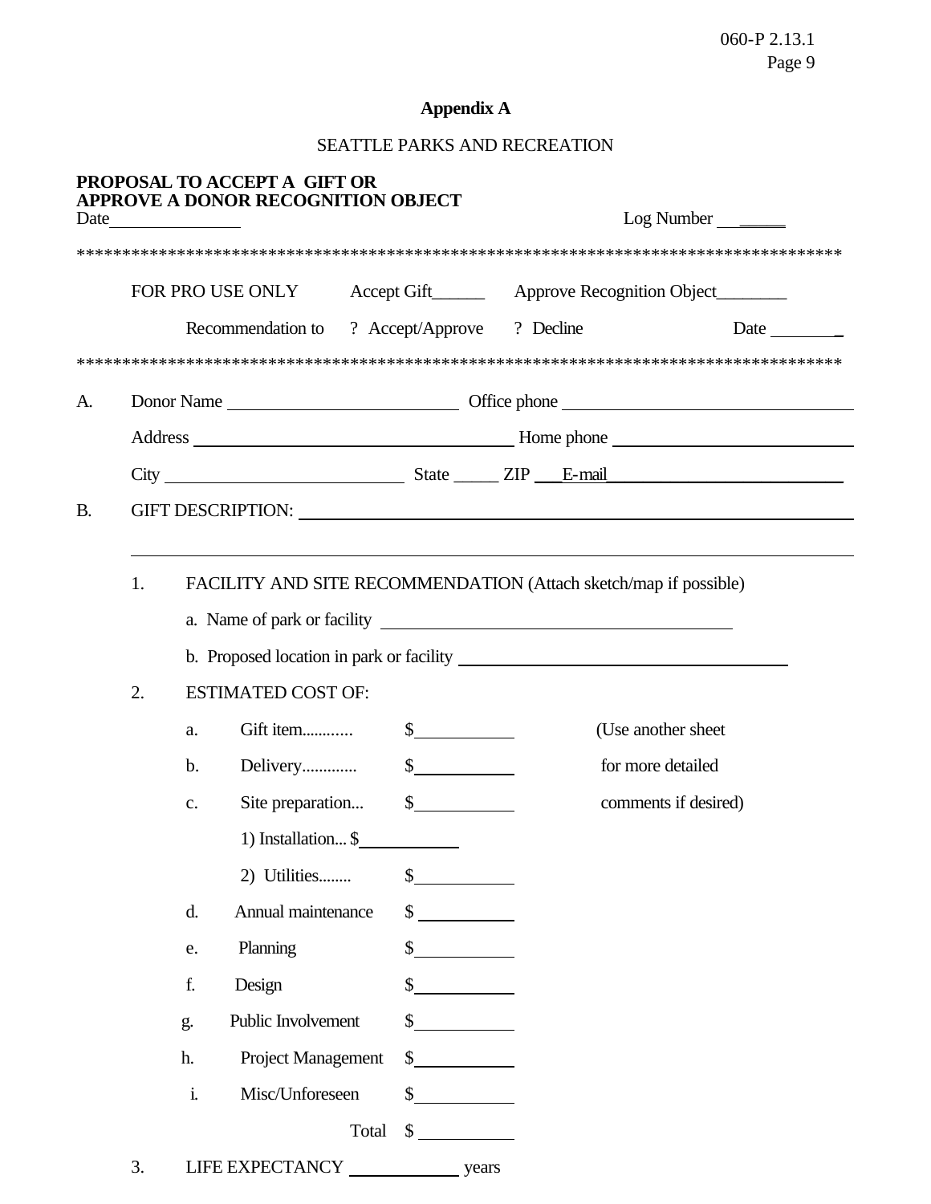# Appendix A

SEATTLE PARKS AND RECREATION

**PROPOSAL TO ACCEPT A GIFT OR APPROVE A DONOR RECOGNITION OBJECT**

Date______________ Log Number ______

************************************************************************************

FOR PRO USE ONLY Accept Gift______ Approve Recognition Object________

Recommendation to ? Accept/Approve ? Decline Date ________

************************************************************************************

A. Donor Name ________________________ Office phone ______________________________

Address ______________________________ Home phone ______________________________

City __________________________ State _____ ZIP ___E-mail__________________________

B. GIFT DESCRIPTION: ______________________________________________________________

__________________________________________________________________________________

1. FACILITY AND SITE RECOMMENDATION (Attach sketch/map if possible)

   a. Name of park or facility ______________________________________

   b. Proposed location in park or facility ____________________________

2. ESTIMATED COST OF:

   a. Gift item............ $__________ (Use another sheet

   b. Delivery............. $__________ for more detailed

   c. Site preparation... $__________ comments if desired)

      1) Installation... $__________

      2) Utilities........ $__________

   d. Annual maintenance $__________

   e. Planning $__________

   f. Design $__________

   g. Public Involvement $__________

   h. Project Management $__________

   i. Misc/Unforeseen $__________

   Total $__________

3. LIFE EXPECTANCY ____________ years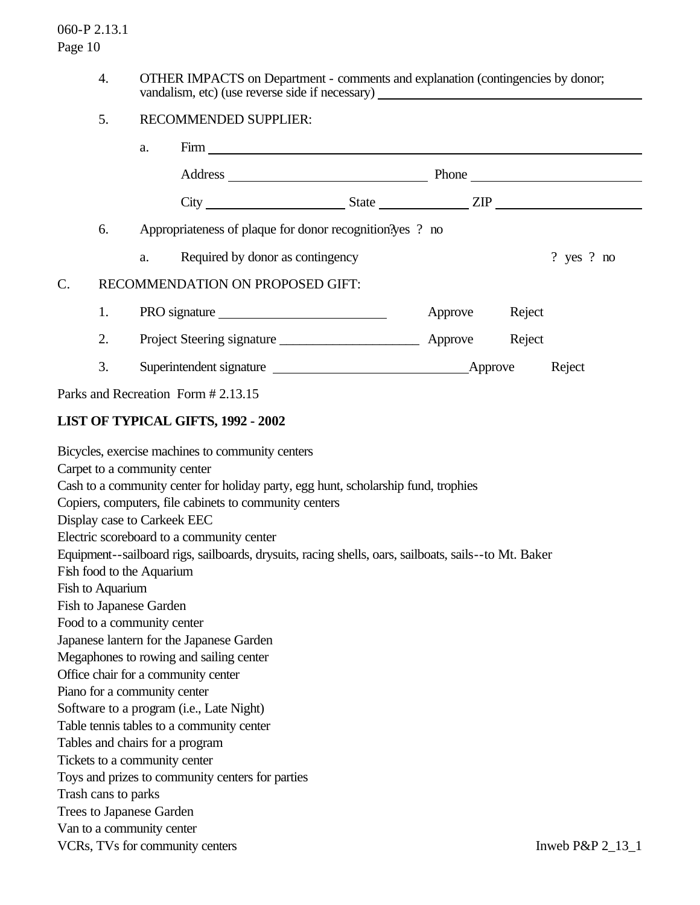4. OTHER IMPACTS on Department - comments and explanation (contingencies by donor; vandalism, etc) (use reverse side if necessary) \_\_\_\_\_\_\_\_\_\_\_\_\_\_\_\_\_\_\_\_

5. RECOMMENDED SUPPLIER:

   a. Firm \_\_\_\_\_\_\_\_\_\_\_\_\_\_\_\_\_\_\_\_

      Address \_\_\_\_\_\_\_\_\_\_\_\_\_\_\_\_\_\_\_\_ Phone \_\_\_\_\_\_\_\_\_\_\_\_\_\_\_\_\_\_\_\_

      City \_\_\_\_\_\_\_\_\_\_\_\_ State \_\_\_\_\_\_\_\_ ZIP \_\_\_\_\_\_\_\_\_\_\_\_

6. Appropriateness of plaque for donor recognition? yes ? no

   a. Required by donor as contingency ? yes ? no

C. RECOMMENDATION ON PROPOSED GIFT:

1. PRO signature \_\_\_\_\_\_\_\_\_\_\_\_\_\_\_\_\_\_\_\_ Approve Reject
2. Project Steering signature \_\_\_\_\_\_\_\_\_\_\_\_\_\_\_\_\_\_\_\_ Approve Reject
3. Superintendent signature \_\_\_\_\_\_\_\_\_\_\_\_\_\_\_\_\_\_\_\_ Approve Reject

Parks and Recreation Form # 2.13.15

**LIST OF TYPICAL GIFTS, 1992 - 2002**

Bicycles, exercise machines to community centers
Carpet to a community center
Cash to a community center for holiday party, egg hunt, scholarship fund, trophies
Copiers, computers, file cabinets to community centers
Display case to Carkeek EEC
Electric scoreboard to a community center
Equipment--sailboard rigs, sailboards, drysuits, racing shells, oars, sailboats, sails--to Mt. Baker
Fish food to the Aquarium
Fish to Aquarium
Fish to Japanese Garden
Food to a community center
Japanese lantern for the Japanese Garden
Megaphones to rowing and sailing center
Office chair for a community center
Piano for a community center
Software to a program (i.e., Late Night)
Table tennis tables to a community center
Tables and chairs for a program
Tickets to a community center
Toys and prizes to community centers for parties
Trash cans to parks
Trees to Japanese Garden
Van to a community center
VCRs, TVs for community centers